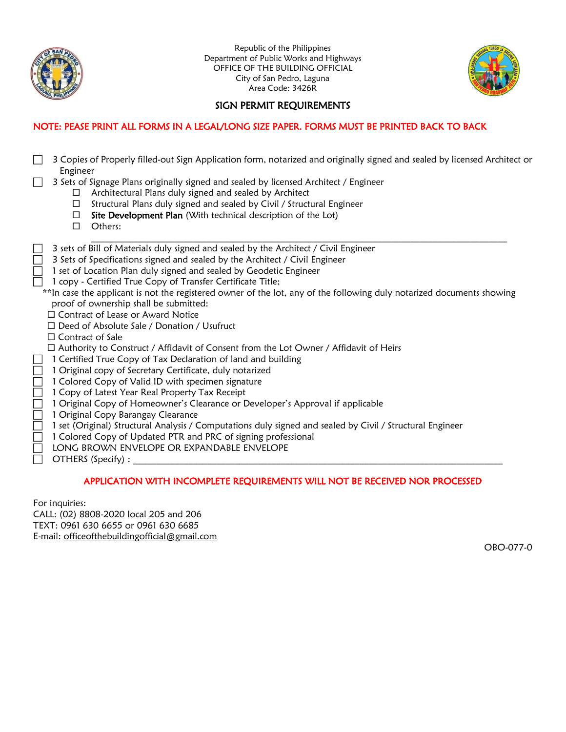Republic of the Philippines
Department of Public Works and Highways
OFFICE OF THE BUILDING OFFICIAL
City of San Pedro, Laguna
Area Code: 3426R

# SIGN PERMIT REQUIREMENTS

**NOTE: PEASE PRINT ALL FORMS IN A LEGAL/LONG SIZE PAPER. FORMS MUST BE PRINTED BACK TO BACK**

- ☐ 3 Copies of Properly filled-out Sign Application form, notarized and originally signed and sealed by licensed Architect or Engineer
- ☐ 3 Sets of Signage Plans originally signed and sealed by licensed Architect / Engineer
  - ☐ Architectural Plans duly signed and sealed by Architect
  - ☐ Structural Plans duly signed and sealed by Civil / Structural Engineer
  - ☐ Site Development Plan (With technical description of the Lot)
  - ☐ Others: ______________________________________________
- ☐ 3 sets of Bill of Materials duly signed and sealed by the Architect / Civil Engineer
- ☐ 3 Sets of Specifications signed and sealed by the Architect / Civil Engineer
- ☐ 1 set of Location Plan duly signed and sealed by Geodetic Engineer
- ☐ 1 copy - Certified True Copy of Transfer Certificate Title;

  **In case the applicant is not the registered owner of the lot, any of the following duly notarized documents showing proof of ownership shall be submitted:
  - ☐ Contract of Lease or Award Notice
  - ☐ Deed of Absolute Sale / Donation / Usufruct
  - ☐ Contract of Sale
  - ☐ Authority to Construct / Affidavit of Consent from the Lot Owner / Affidavit of Heirs
- ☐ 1 Certified True Copy of Tax Declaration of land and building
- ☐ 1 Original copy of Secretary Certificate, duly notarized
- ☐ 1 Colored Copy of Valid ID with specimen signature
- ☐ 1 Copy of Latest Year Real Property Tax Receipt
- ☐ 1 Original Copy of Homeowner's Clearance or Developer's Approval if applicable
- ☐ 1 Original Copy Barangay Clearance
- ☐ 1 set (Original) Structural Analysis / Computations duly signed and sealed by Civil / Structural Engineer
- ☐ 1 Colored Copy of Updated PTR and PRC of signing professional
- ☐ LONG BROWN ENVELOPE OR EXPANDABLE ENVELOPE
- ☐ OTHERS (Specify) : ______________________________________________

**APPLICATION WITH INCOMPLETE REQUIREMENTS WILL NOT BE RECEIVED NOR PROCESSED**

For inquiries:
CALL: (02) 8808-2020 local 205 and 206
TEXT: 0961 630 6655 or 0961 630 6685
E-mail: officeofthebuildingofficial@gmail.com

OBO-077-0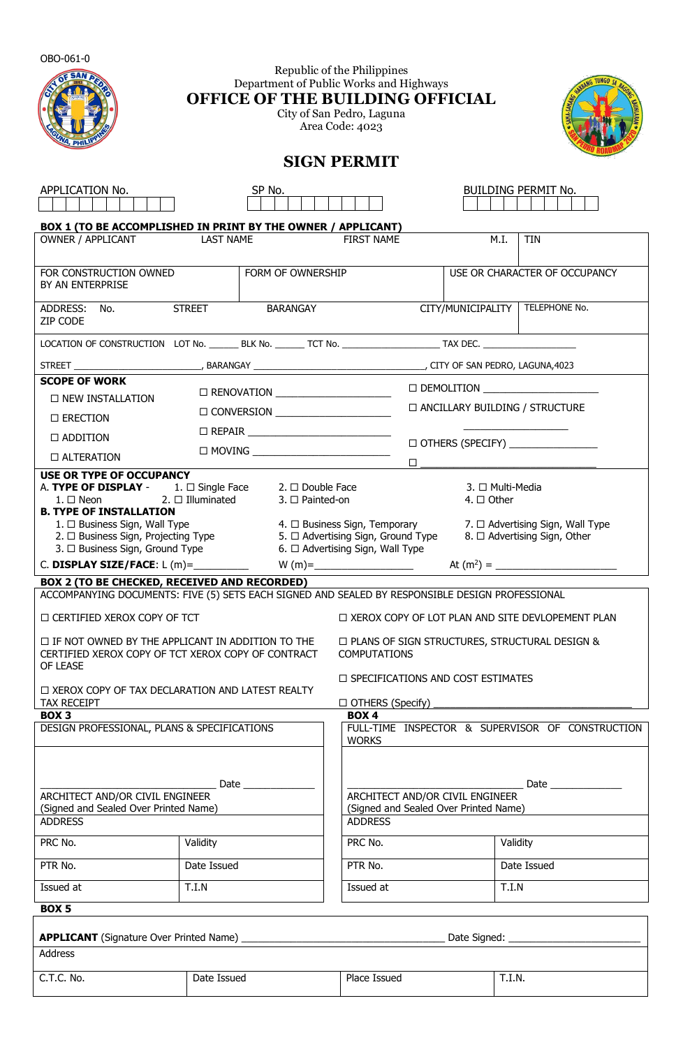OBO-061-0

Republic of the Philippines
Department of Public Works and Highways

# OFFICE OF THE BUILDING OFFICIAL

City of San Pedro, Laguna
Area Code: 4023

## SIGN PERMIT

| APPLICATION No. | SP No. | BUILDING PERMIT No. |
|---|---|---|
| | | |

**BOX 1 (TO BE ACCOMPLISHED IN PRINT BY THE OWNER / APPLICANT)**

| OWNER / APPLICANT | LAST NAME | FIRST NAME | M.I. | TIN |
|---|---|---|---|---|
| | | | | |

| FOR CONSTRUCTION OWNED BY AN ENTERPRISE | FORM OF OWNERSHIP | USE OR CHARACTER OF OCCUPANCY |
|---|---|---|
| | | |

| ADDRESS: No. | STREET | BARANGAY | CITY/MUNICIPALITY | TELEPHONE No. |
|---|---|---|---|---|
| ZIP CODE | | | | |

LOCATION OF CONSTRUCTION LOT No. ______ BLK No. ______ TCT No. __________________ TAX DEC. __________________

STREET ________________________, BARANGAY ________________________________, CITY OF SAN PEDRO, LAGUNA,4023

**SCOPE OF WORK**

- ☐ NEW INSTALLATION
- ☐ ERECTION
- ☐ ADDITION
- ☐ ALTERATION
- ☐ RENOVATION ____________________
- ☐ CONVERSION ____________________
- ☐ REPAIR ________________________
- ☐ MOVING ________________________
- ☐ DEMOLITION __________________
- ☐ ANCILLARY BUILDING / STRUCTURE ________________
- ☐ OTHERS (SPECIFY) _______________
- ☐ ______________________________

**USE OR TYPE OF OCCUPANCY**

A. **TYPE OF DISPLAY** - 1. ☐ Single Face 2. ☐ Double Face 3. ☐ Multi-Media
1. ☐ Neon 2. ☐ Illuminated 3. ☐ Painted-on 4. ☐ Other

**B. TYPE OF INSTALLATION**

1. ☐ Business Sign, Wall Type
2. ☐ Business Sign, Projecting Type
3. ☐ Business Sign, Ground Type
4. ☐ Business Sign, Temporary
5. ☐ Advertising Sign, Ground Type
6. ☐ Advertising Sign, Wall Type
7. ☐ Advertising Sign, Wall Type
8. ☐ Advertising Sign, Other

C. **DISPLAY SIZE/FACE**: L (m)=__________ W (m)=________________ At ($m^2$) = ____________________

**BOX 2 (TO BE CHECKED, RECEIVED AND RECORDED)**

ACCOMPANYING DOCUMENTS: FIVE (5) SETS EACH SIGNED AND SEALED BY RESPONSIBLE DESIGN PROFESSIONAL

- ☐ CERTIFIED XEROX COPY OF TCT
- ☐ IF NOT OWNED BY THE APPLICANT IN ADDITION TO THE CERTIFIED XEROX COPY OF TCT XEROX COPY OF CONTRACT OF LEASE
- ☐ XEROX COPY OF TAX DECLARATION AND LATEST REALTY TAX RECEIPT
- ☐ XEROX COPY OF LOT PLAN AND SITE DEVLOPEMENT PLAN
- ☐ PLANS OF SIGN STRUCTURES, STRUCTURAL DESIGN & COMPUTATIONS
- ☐ SPECIFICATIONS AND COST ESTIMATES
- ☐ OTHERS (Specify) ________________________________

**BOX 3**

DESIGN PROFESSIONAL, PLANS & SPECIFICATIONS

______________________________ Date ______________

ARCHITECT AND/OR CIVIL ENGINEER
(Signed and Sealed Over Printed Name)

| ADDRESS | |
|---|---|
| PRC No. | Validity |
| PTR No. | Date Issued |
| Issued at | T.I.N |

**BOX 4**

FULL-TIME INSPECTOR & SUPERVISOR OF CONSTRUCTION WORKS

______________________________ Date ______________

ARCHITECT AND/OR CIVIL ENGINEER
(Signed and Sealed Over Printed Name)

| ADDRESS | |
|---|---|
| PRC No. | Validity |
| PTR No. | Date Issued |
| Issued at | T.I.N |

**BOX 5**

**APPLICANT** (Signature Over Printed Name) ____________________________________ Date Signed: ________________

| Address | | | |
|---|---|---|---|
| C.T.C. No. | Date Issued | Place Issued | T.I.N. |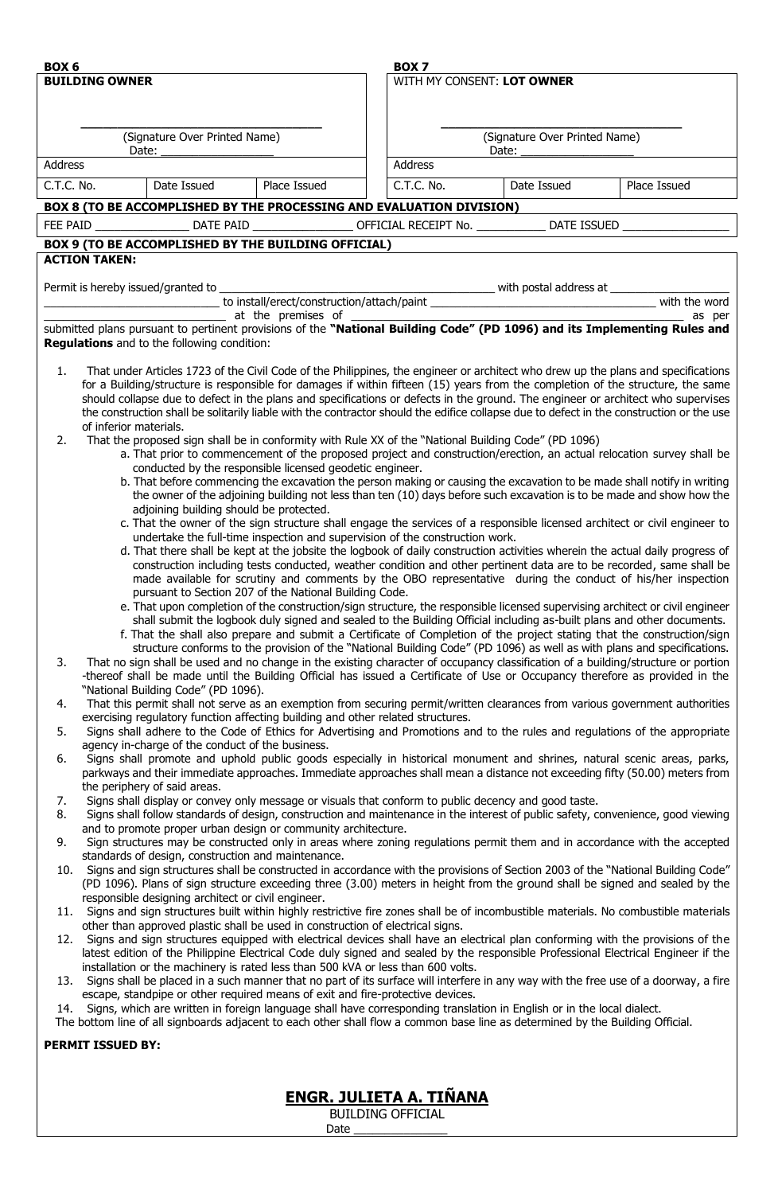| **BOX 6** | | | **BOX 7** | | |
|---|---|---|---|---|---|
| **BUILDING OWNER** | | | WITH MY CONSENT: **LOT OWNER** | | |
| _______________________ (Signature Over Printed Name) Date: _______________ | | | _______________________ (Signature Over Printed Name) Date: _______________ | | |
| Address | | | Address | | |
| C.T.C. No. | Date Issued | Place Issued | C.T.C. No. | Date Issued | Place Issued |

**BOX 8 (TO BE ACCOMPLISHED BY THE PROCESSING AND EVALUATION DIVISION)**

FEE PAID _____________ DATE PAID _____________ OFFICIAL RECEIPT No. __________ DATE ISSUED _______________

**BOX 9 (TO BE ACCOMPLISHED BY THE BUILDING OFFICIAL)**

**ACTION TAKEN:**

Permit is hereby issued/granted to ________________________________________ with postal address at __________________ ___________________________ to install/erect/construction/attach/paint ___________________________________ with the word ___________________________ at the premises of ______________________________________________ as per submitted plans pursuant to pertinent provisions of the **"National Building Code" (PD 1096) and its Implementing Rules and Regulations** and to the following condition:

1. That under Articles 1723 of the Civil Code of the Philippines, the engineer or architect who drew up the plans and specifications for a Building/structure is responsible for damages if within fifteen (15) years from the completion of the structure, the same should collapse due to defect in the plans and specifications or defects in the ground. The engineer or architect who supervises the construction shall be solitarily liable with the contractor should the edifice collapse due to defect in the construction or the use of inferior materials.
2. That the proposed sign shall be in conformity with Rule XX of the "National Building Code" (PD 1096)
   a. That prior to commencement of the proposed project and construction/erection, an actual relocation survey shall be conducted by the responsible licensed geodetic engineer.
   b. That before commencing the excavation the person making or causing the excavation to be made shall notify in writing the owner of the adjoining building not less than ten (10) days before such excavation is to be made and show how the adjoining building should be protected.
   c. That the owner of the sign structure shall engage the services of a responsible licensed architect or civil engineer to undertake the full-time inspection and supervision of the construction work.
   d. That there shall be kept at the jobsite the logbook of daily construction activities wherein the actual daily progress of construction including tests conducted, weather condition and other pertinent data are to be recorded, same shall be made available for scrutiny and comments by the OBO representative during the conduct of his/her inspection pursuant to Section 207 of the National Building Code.
   e. That upon completion of the construction/sign structure, the responsible licensed supervising architect or civil engineer shall submit the logbook duly signed and sealed to the Building Official including as-built plans and other documents.
   f. That the shall also prepare and submit a Certificate of Completion of the project stating that the construction/sign structure conforms to the provision of the "National Building Code" (PD 1096) as well as with plans and specifications.
3. That no sign shall be used and no change in the existing character of occupancy classification of a building/structure or portion -thereof shall be made until the Building Official has issued a Certificate of Use or Occupancy therefore as provided in the "National Building Code" (PD 1096).
4. That this permit shall not serve as an exemption from securing permit/written clearances from various government authorities exercising regulatory function affecting building and other related structures.
5. Signs shall adhere to the Code of Ethics for Advertising and Promotions and to the rules and regulations of the appropriate agency in-charge of the conduct of the business.
6. Signs shall promote and uphold public goods especially in historical monument and shrines, natural scenic areas, parks, parkways and their immediate approaches. Immediate approaches shall mean a distance not exceeding fifty (50.00) meters from the periphery of said areas.
7. Signs shall display or convey only message or visuals that conform to public decency and good taste.
8. Signs shall follow standards of design, construction and maintenance in the interest of public safety, convenience, good viewing and to promote proper urban design or community architecture.
9. Sign structures may be constructed only in areas where zoning regulations permit them and in accordance with the accepted standards of design, construction and maintenance.
10. Signs and sign structures shall be constructed in accordance with the provisions of Section 2003 of the "National Building Code" (PD 1096). Plans of sign structure exceeding three (3.00) meters in height from the ground shall be signed and sealed by the responsible designing architect or civil engineer.
11. Signs and sign structures built within highly restrictive fire zones shall be of incombustible materials. No combustible materials other than approved plastic shall be used in construction of electrical signs.
12. Signs and sign structures equipped with electrical devices shall have an electrical plan conforming with the provisions of the latest edition of the Philippine Electrical Code duly signed and sealed by the responsible Professional Electrical Engineer if the installation or the machinery is rated less than 500 kVA or less than 600 volts.
13. Signs shall be placed in a such manner that no part of its surface will interfere in any way with the free use of a doorway, a fire escape, standpipe or other required means of exit and fire-protective devices.
14. Signs, which are written in foreign language shall have corresponding translation in English or in the local dialect.

The bottom line of all signboards adjacent to each other shall flow a common base line as determined by the Building Official.

**PERMIT ISSUED BY:**

**ENGR. JULIETA A. TIÑANA**
BUILDING OFFICIAL
Date _______________